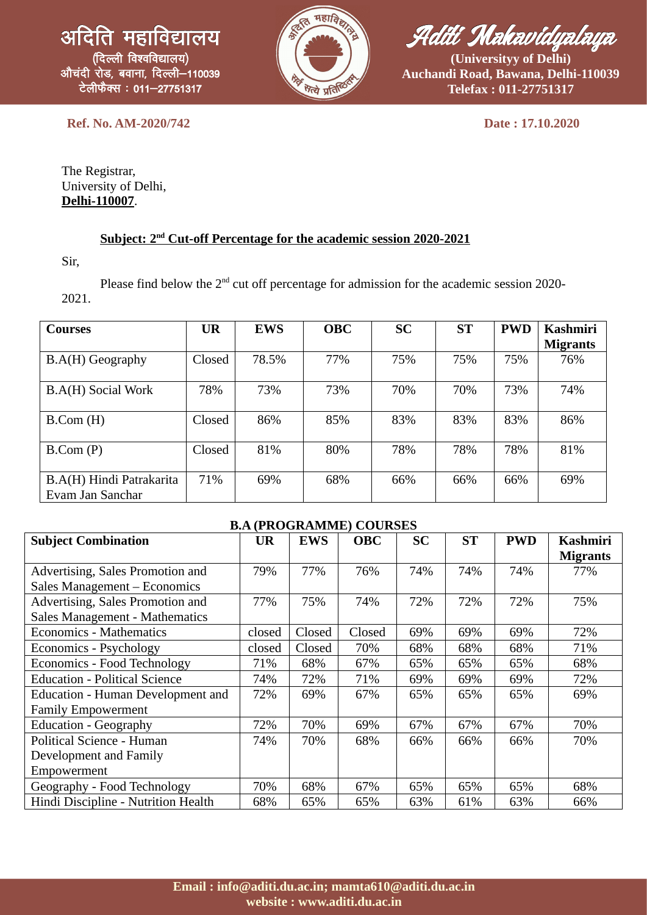अदिति महाविद्यालय
(दिल्ली विश्वविद्यालय)
औचंदी रोड, बवाना, दिल्ली–110039
टेलीफैक्स : 011–27751317

Aditi Mahavidyalaya
(Universityy of Delhi)
Auchandi Road, Bawana, Delhi-110039
Telefax : 011-27751317

**Ref. No. AM-2020/742** **Date : 17.10.2020**

The Registrar,
University of Delhi,
**Delhi-110007**.

**Subject: 2nd Cut-off Percentage for the academic session 2020-2021**

Sir,

Please find below the 2nd cut off percentage for admission for the academic session 2020-2021.

| Courses | UR | EWS | OBC | SC | ST | PWD | Kashmiri Migrants |
|---|---|---|---|---|---|---|---|
| B.A(H) Geography | Closed | 78.5% | 77% | 75% | 75% | 75% | 76% |
| B.A(H) Social Work | 78% | 73% | 73% | 70% | 70% | 73% | 74% |
| B.Com (H) | Closed | 86% | 85% | 83% | 83% | 83% | 86% |
| B.Com (P) | Closed | 81% | 80% | 78% | 78% | 78% | 81% |
| B.A(H) Hindi Patrakarita Evam Jan Sanchar | 71% | 69% | 68% | 66% | 66% | 66% | 69% |

**B.A (PROGRAMME) COURSES**

| Subject Combination | UR | EWS | OBC | SC | ST | PWD | Kashmiri Migrants |
|---|---|---|---|---|---|---|---|
| Advertising, Sales Promotion and Sales Management – Economics | 79% | 77% | 76% | 74% | 74% | 74% | 77% |
| Advertising, Sales Promotion and Sales Management - Mathematics | 77% | 75% | 74% | 72% | 72% | 72% | 75% |
| Economics - Mathematics | closed | Closed | Closed | 69% | 69% | 69% | 72% |
| Economics - Psychology | closed | Closed | 70% | 68% | 68% | 68% | 71% |
| Economics - Food Technology | 71% | 68% | 67% | 65% | 65% | 65% | 68% |
| Education - Political Science | 74% | 72% | 71% | 69% | 69% | 69% | 72% |
| Education - Human Development and Family Empowerment | 72% | 69% | 67% | 65% | 65% | 65% | 69% |
| Education - Geography | 72% | 70% | 69% | 67% | 67% | 67% | 70% |
| Political Science - Human Development and Family Empowerment | 74% | 70% | 68% | 66% | 66% | 66% | 70% |
| Geography - Food Technology | 70% | 68% | 67% | 65% | 65% | 65% | 68% |
| Hindi Discipline - Nutrition Health | 68% | 65% | 65% | 63% | 61% | 63% | 66% |

**Email : info@aditi.du.ac.in; mamta610@aditi.du.ac.in**
**website : www.aditi.du.ac.in**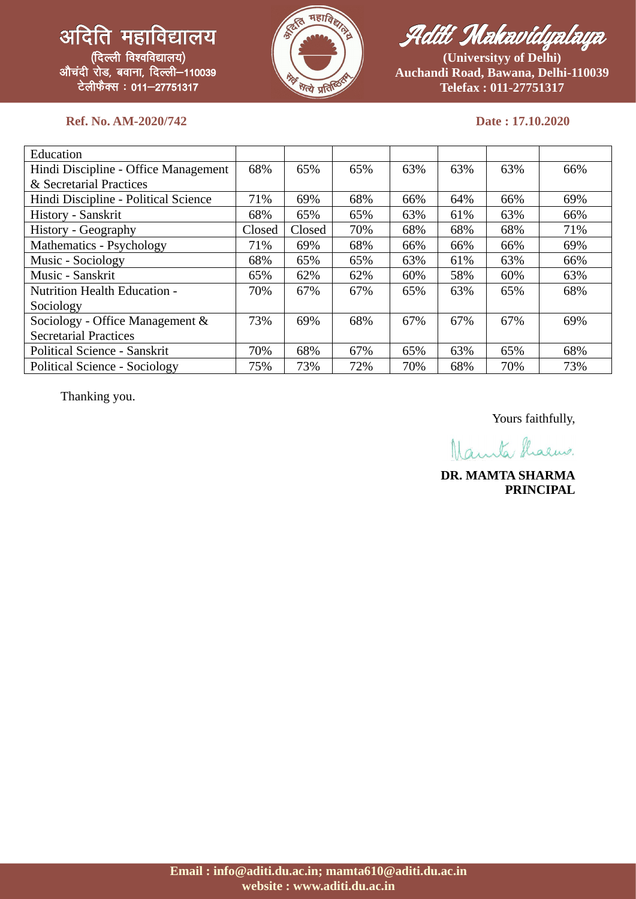# अदिति महाविद्यालय

(दिल्ली विश्वविद्यालय)
औचंदी रोड, बवाना, दिल्ली–110039
टेलीफैक्स : 011–27751317

# Aditi Mahavidyalaya

**(Universityy of Delhi)**
**Auchandi Road, Bawana, Delhi-110039**
**Telefax : 011-27751317**

**Ref. No. AM-2020/742** **Date : 17.10.2020**

| | | | | | | | |
|---|---|---|---|---|---|---|---|
| Education | | | | | | | |
| Hindi Discipline - Office Management & Secretarial Practices | 68% | 65% | 65% | 63% | 63% | 63% | 66% |
| Hindi Discipline - Political Science | 71% | 69% | 68% | 66% | 64% | 66% | 69% |
| History - Sanskrit | 68% | 65% | 65% | 63% | 61% | 63% | 66% |
| History - Geography | Closed | Closed | 70% | 68% | 68% | 68% | 71% |
| Mathematics - Psychology | 71% | 69% | 68% | 66% | 66% | 66% | 69% |
| Music - Sociology | 68% | 65% | 65% | 63% | 61% | 63% | 66% |
| Music - Sanskrit | 65% | 62% | 62% | 60% | 58% | 60% | 63% |
| Nutrition Health Education - Sociology | 70% | 67% | 67% | 65% | 63% | 65% | 68% |
| Sociology - Office Management & Secretarial Practices | 73% | 69% | 68% | 67% | 67% | 67% | 69% |
| Political Science - Sanskrit | 70% | 68% | 67% | 65% | 63% | 65% | 68% |
| Political Science - Sociology | 75% | 73% | 72% | 70% | 68% | 70% | 73% |

Thanking you.

Yours faithfully,

**DR. MAMTA SHARMA**
**PRINCIPAL**

**Email : info@aditi.du.ac.in; mamta610@aditi.du.ac.in**
**website : www.aditi.du.ac.in**